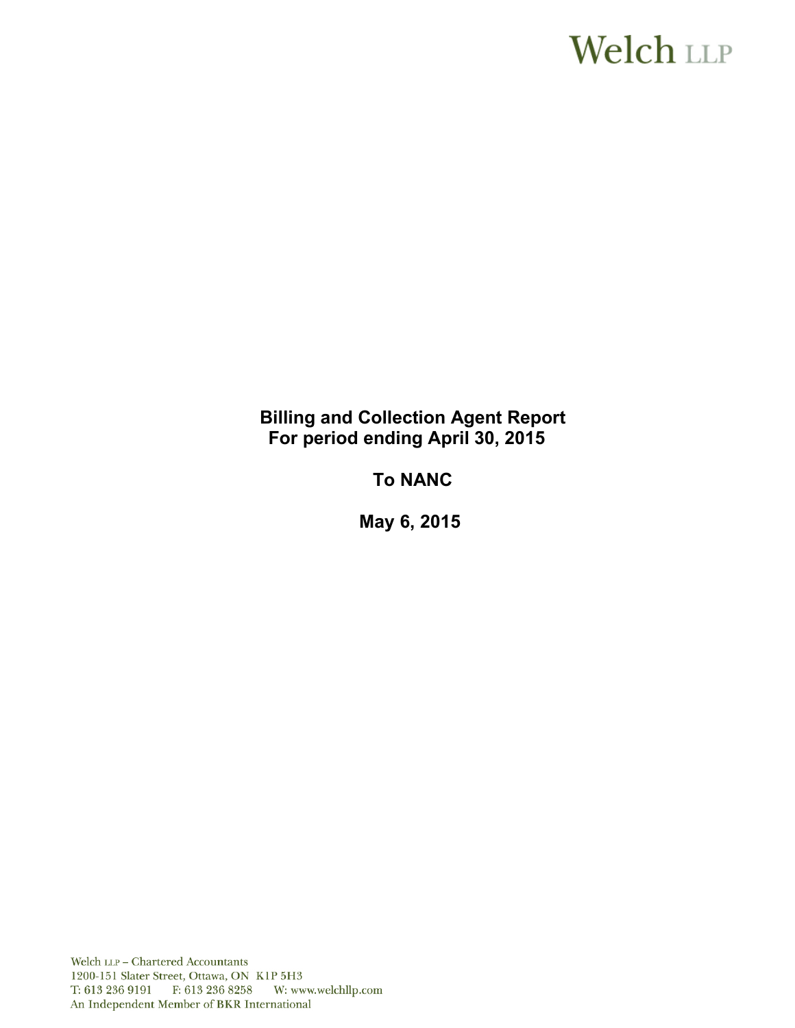Welch LLP

# Billing and Collection Agent Report
## For period ending April 30, 2015

## To NANC

## May 6, 2015

Welch LLP – Chartered Accountants
1200-151 Slater Street, Ottawa, ON K1P 5H3
T: 613 236 9191 F: 613 236 8258 W: www.welchllp.com
An Independent Member of BKR International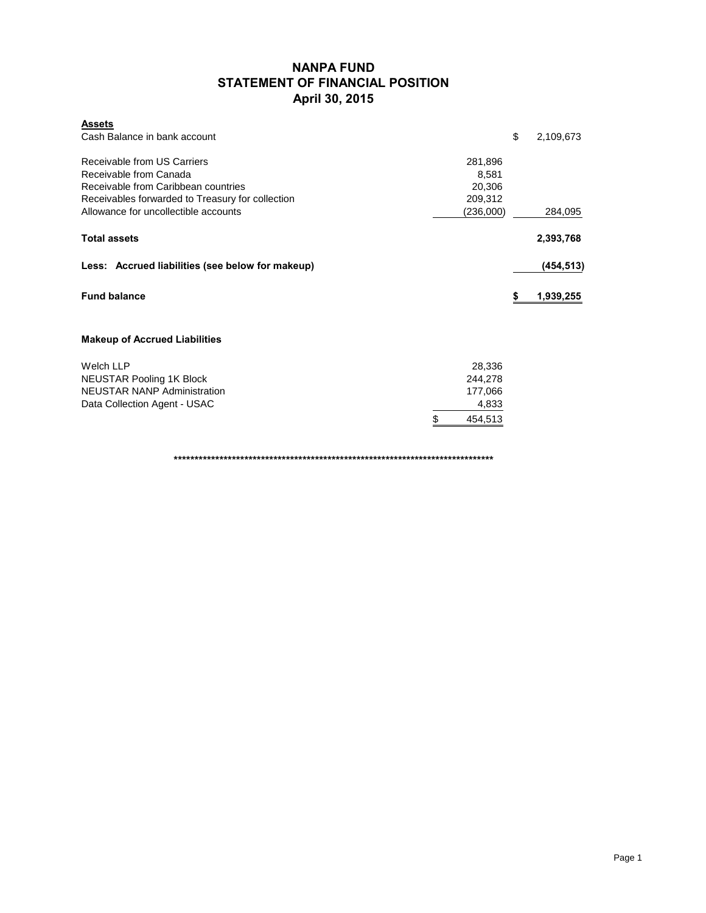# NANPA FUND
## STATEMENT OF FINANCIAL POSITION
### April 30, 2015

| **Assets** | | |
|---|---|---|
| Cash Balance in bank account | | $ 2,109,673 |
| | | |
| Receivable from US Carriers | 281,896 | |
| Receivable from Canada | 8,581 | |
| Receivable from Caribbean countries | 20,306 | |
| Receivables forwarded to Treasury for collection | 209,312 | |
| Allowance for uncollectible accounts | (236,000) | 284,095 |
| | | |
| **Total assets** | | **2,393,768** |
| | | |
| **Less: Accrued liabilities (see below for makeup)** | | **(454,513)** |
| | | |
| **Fund balance** | | **$ 1,939,255** |

**Makeup of Accrued Liabilities**

| | |
|---|---|
| Welch LLP | 28,336 |
| NEUSTAR Pooling 1K Block | 244,278 |
| NEUSTAR NANP Administration | 177,066 |
| Data Collection Agent - USAC | 4,833 |
| | $ 454,513 |

********************************************************************************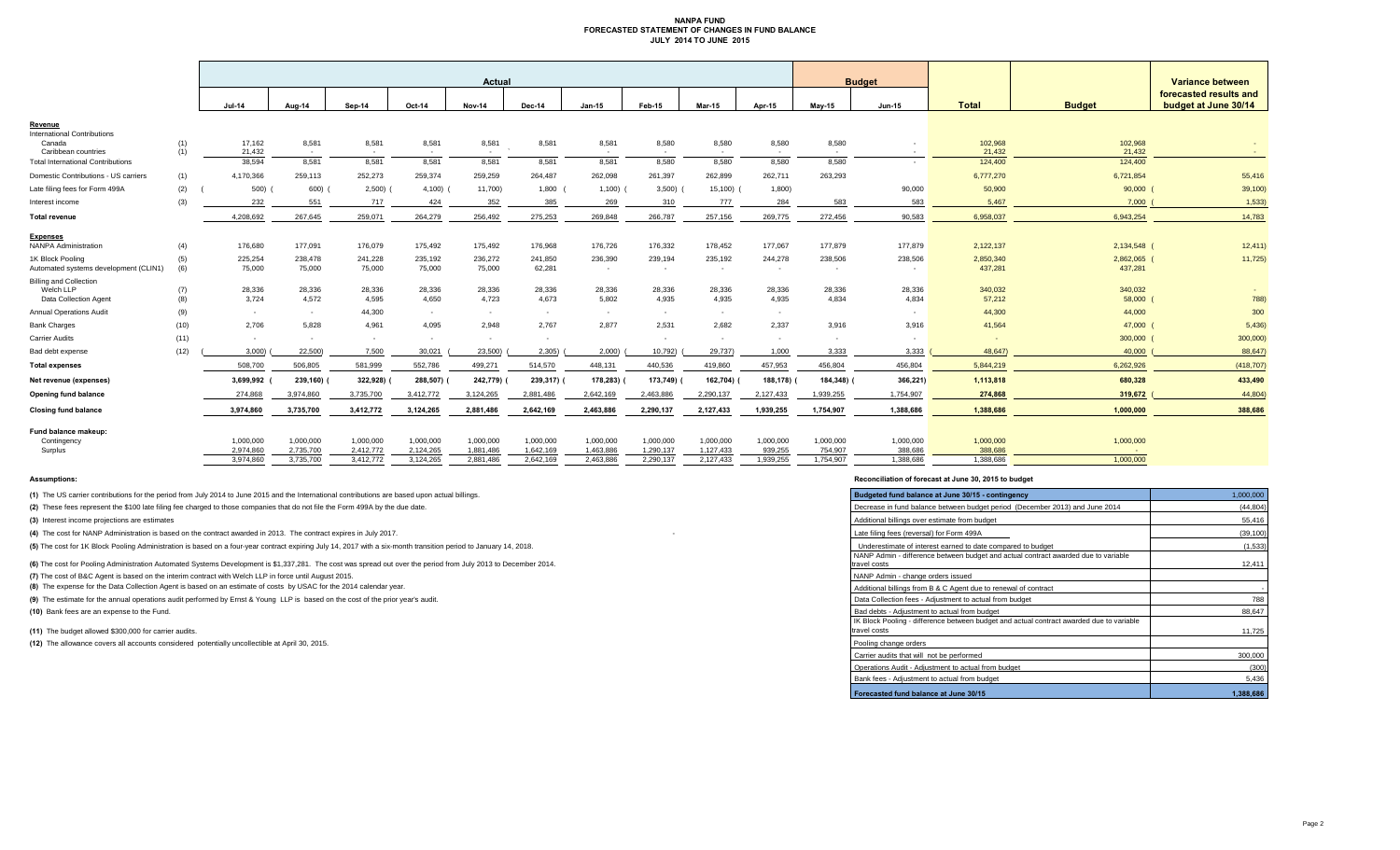# NANPA FUND
## FORECASTED STATEMENT OF CHANGES IN FUND BALANCE
### JULY 2014 TO JUNE 2015

| | | Actual | | | | | | | | | | Budget | | | | Variance between forecasted results and budget at June 30/14 |
|---|---|---|---|---|---|---|---|---|---|---|---|---|---|---|---|---|
| | | Jul-14 | Aug-14 | Sep-14 | Oct-14 | Nov-14 | Dec-14 | Jan-15 | Feb-15 | Mar-15 | Apr-15 | May-15 | Jun-15 | Total | Budget | |
| **Revenue** | | | | | | | | | | | | | | | | |
| International Contributions | | | | | | | | | | | | | | | | |
| Canada | (1) | 17,162 | 8,581 | 8,581 | 8,581 | 8,581 | 8,581 | 8,581 | 8,580 | 8,580 | 8,580 | 8,580 | - | 102,968 | 102,968 | - |
| Caribbean countries | (1) | 21,432 | - | - | - | - | - | - | - | - | - | - | - | 21,432 | 21,432 | - |
| Total International Contributions | | 38,594 | 8,581 | 8,581 | 8,581 | 8,581 | 8,581 | 8,581 | 8,580 | 8,580 | 8,580 | 8,580 | - | 124,400 | 124,400 | - |
| Domestic Contributions - US carriers | (1) | 4,170,366 | 259,113 | 252,273 | 259,374 | 259,259 | 264,487 | 262,098 | 261,397 | 262,899 | 262,711 | 263,293 | | 6,777,270 | 6,721,854 | 55,416 |
| Late filing fees for Form 499A | (2) | (500) | (600) | (2,500) | (4,100) | (11,700) | 1,800 | (1,100) | (3,500) | (15,100) | (1,800) | | 90,000 | 50,900 | 90,000 | (39,100) |
| Interest income | (3) | 232 | 551 | 717 | 424 | 352 | 385 | 269 | 310 | 777 | 284 | 583 | 583 | 5,467 | 7,000 | (1,533) |
| **Total revenue** | | 4,208,692 | 267,645 | 259,071 | 264,279 | 256,492 | 275,253 | 269,848 | 266,787 | 257,156 | 269,775 | 272,456 | 90,583 | 6,958,037 | 6,943,254 | 14,783 |
| **Expenses** | | | | | | | | | | | | | | | | |
| NANPA Administration | (4) | 176,680 | 177,091 | 176,079 | 175,492 | 175,492 | 176,968 | 176,726 | 176,332 | 178,452 | 177,067 | 177,879 | 177,879 | 2,122,137 | 2,134,548 | (12,411) |
| 1K Block Pooling | (5) | 225,254 | 238,478 | 241,228 | 235,192 | 236,272 | 241,850 | 236,390 | 239,194 | 235,192 | 244,278 | 238,506 | 238,506 | 2,850,340 | 2,862,065 | (11,725) |
| Automated systems development (CLIN1) | (6) | 75,000 | 75,000 | 75,000 | 75,000 | 75,000 | 62,281 | - | - | - | - | - | - | 437,281 | 437,281 | |
| Billing and Collection | | | | | | | | | | | | | | | | |
| Welch LLP | (7) | 28,336 | 28,336 | 28,336 | 28,336 | 28,336 | 28,336 | 28,336 | 28,336 | 28,336 | 28,336 | 28,336 | 28,336 | 340,032 | 340,032 | - |
| Data Collection Agent | (8) | 3,724 | 4,572 | 4,595 | 4,650 | 4,723 | 4,673 | 5,802 | 4,935 | 4,935 | 4,935 | 4,834 | 4,834 | 57,212 | 58,000 | (788) |
| Annual Operations Audit | (9) | - | - | 44,300 | - | - | - | - | - | - | - | - | - | 44,300 | 44,000 | 300 |
| Bank Charges | (10) | 2,706 | 5,828 | 4,961 | 4,095 | 2,948 | 2,767 | 2,877 | 2,531 | 2,682 | 2,337 | 3,916 | 3,916 | 41,564 | 47,000 | (5,436) |
| Carrier Audits | (11) | - | - | - | - | - | - | - | - | - | - | - | - | - | 300,000 | (300,000) |
| Bad debt expense | (12) | (3,000) | (22,500) | 7,500 | 30,021 | (23,500) | (2,305) | (2,000) | (10,792) | (29,737) | 1,000 | 3,333 | 3,333 | (48,647) | 40,000 | (88,647) |
| **Total expenses** | | 508,700 | 506,805 | 581,999 | 552,786 | 499,271 | 514,570 | 448,131 | 440,536 | 419,860 | 457,953 | 456,804 | 456,804 | 5,844,219 | 6,262,926 | (418,707) |
| **Net revenue (expenses)** | | 3,699,992 | (239,160) | (322,928) | (288,507) | (242,779) | (239,317) | (178,283) | (173,749) | (162,704) | (188,178) | (184,348) | (366,221) | 1,113,818 | 680,328 | 433,490 |
| **Opening fund balance** | | 274,868 | 3,974,860 | 3,735,700 | 3,412,772 | 3,124,265 | 2,881,486 | 2,642,169 | 2,463,886 | 2,290,137 | 2,127,433 | 1,939,255 | 1,754,907 | 274,868 | 319,672 | (44,804) |
| **Closing fund balance** | | 3,974,860 | 3,735,700 | 3,412,772 | 3,124,265 | 2,881,486 | 2,642,169 | 2,463,886 | 2,290,137 | 2,127,433 | 1,939,255 | 1,754,907 | 1,388,686 | 1,388,686 | 1,000,000 | 388,686 |
| **Fund balance makeup:** | | | | | | | | | | | | | | | | |
| Contingency | | 1,000,000 | 1,000,000 | 1,000,000 | 1,000,000 | 1,000,000 | 1,000,000 | 1,000,000 | 1,000,000 | 1,000,000 | 1,000,000 | 1,000,000 | 1,000,000 | 1,000,000 | 1,000,000 | |
| Surplus | | 2,974,860 | 2,735,700 | 2,412,772 | 2,124,265 | 1,881,486 | 1,642,169 | 1,463,886 | 1,290,137 | 1,127,433 | 939,255 | 754,907 | 388,686 | 388,686 | - | |
| | | 3,974,860 | 3,735,700 | 3,412,772 | 3,124,265 | 2,881,486 | 2,642,169 | 2,463,886 | 2,290,137 | 2,127,433 | 1,939,255 | 1,754,907 | 1,388,686 | 1,388,686 | 1,000,000 | |

**Assumptions:**

**(1)** The US carrier contributions for the period from July 2014 to June 2015 and the International contributions are based upon actual billings.

**(2)** These fees represent the $100 late filing fee charged to those companies that do not file the Form 499A by the due date.

**(3)** Interest income projections are estimates

**(4)** The cost for NANP Administration is based on the contract awarded in 2013. The contract expires in July 2017.

**(5)** The cost for 1K Block Pooling Administration is based on a four-year contract expiring July 14, 2017 with a six-month transition period to January 14, 2018.

**(6)** The cost for Pooling Administration Automated Systems Development is $1,337,281. The cost was spread out over the period from July 2013 to December 2014.

**(7)** The cost of B&C Agent is based on the interim contract with Welch LLP in force until August 2015.

**(8)** The expense for the Data Collection Agent is based on an estimate of costs by USAC for the 2014 calendar year.

**(9)** The estimate for the annual operations audit performed by Ernst & Young LLP is based on the cost of the prior year's audit.

**(10)** Bank fees are an expense to the Fund.

**(11)** The budget allowed $300,000 for carrier audits.

**(12)** The allowance covers all accounts considered potentially uncollectible at April 30, 2015.

**Reconciliation of forecast at June 30, 2015 to budget**

| Item | Amount |
|---|---|
| **Budgeted fund balance at June 30/15 - contingency** | 1,000,000 |
| Decrease in fund balance between budget period (December 2013) and June 2014 | (44,804) |
| Additional billings over estimate from budget | 55,416 |
| Late filing fees (reversal) for Form 499A | (39,100) |
| Underestimate of interest earned to date compared to budget | (1,533) |
| NANP Admin - difference between budget and actual contract awarded due to variable travel costs | 12,411 |
| NANP Admin - change orders issued | |
| Additional billings from B & C Agent due to renewal of contract | - |
| Data Collection fees - Adjustment to actual from budget | 788 |
| Bad debts - Adjustment to actual from budget | 88,647 |
| IK Block Pooling - difference between budget and actual contract awarded due to variable travel costs | 11,725 |
| Pooling change orders | |
| Carrier audits that will not be performed | 300,000 |
| Operations Audit - Adjustment to actual from budget | (300) |
| Bank fees - Adjustment to actual from budget | 5,436 |
| **Forecasted fund balance at June 30/15** | **1,388,686** |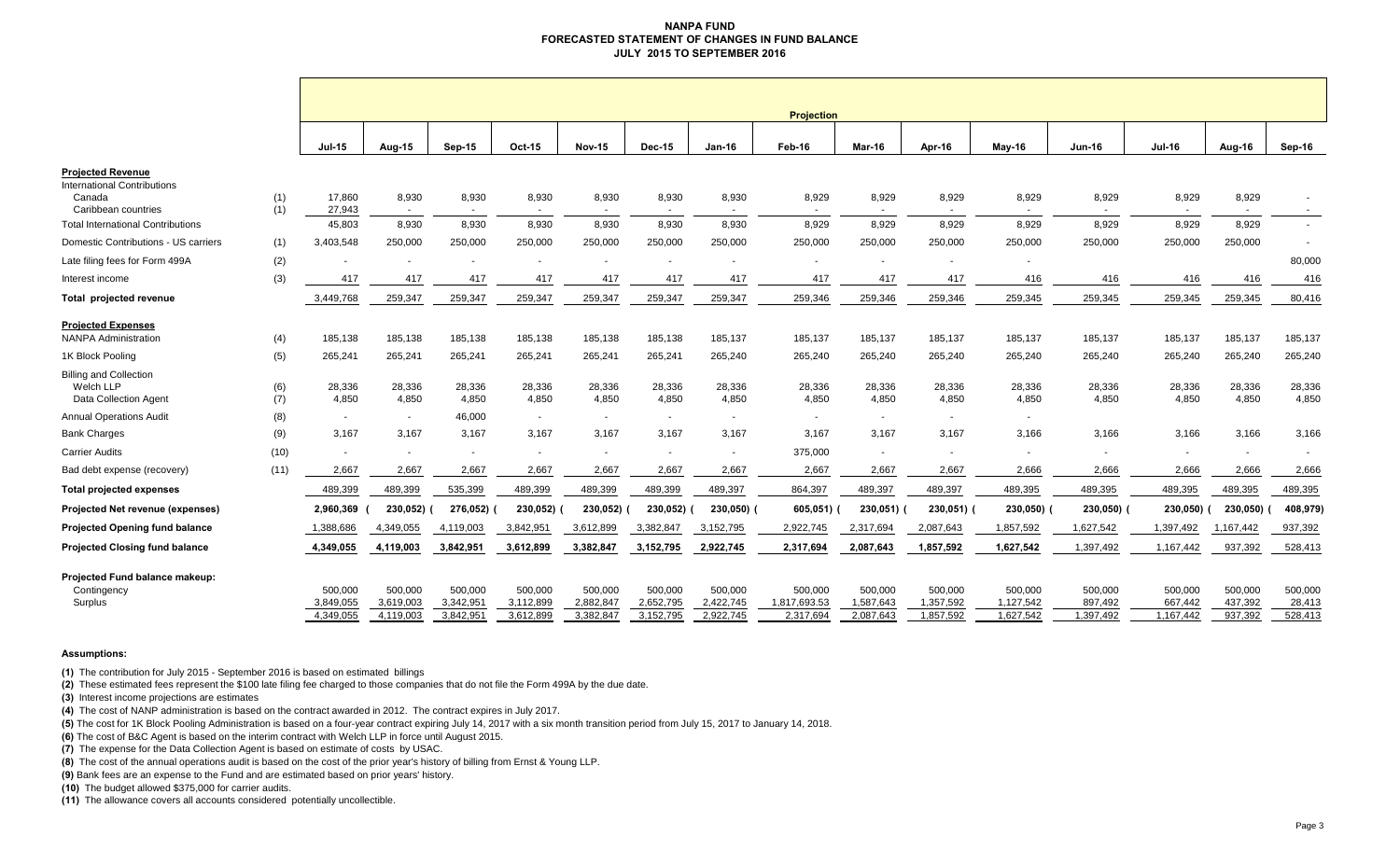# NANPA FUND
## FORECASTED STATEMENT OF CHANGES IN FUND BALANCE
### JULY 2015 TO SEPTEMBER 2016

| | | Projection | | | | | | | | | | | | | | |
|---|---|---|---|---|---|---|---|---|---|---|---|---|---|---|---|---|
| | | Jul-15 | Aug-15 | Sep-15 | Oct-15 | Nov-15 | Dec-15 | Jan-16 | Feb-16 | Mar-16 | Apr-16 | May-16 | Jun-16 | Jul-16 | Aug-16 | Sep-16 |
| **Projected Revenue** | | | | | | | | | | | | | | | | |
| International Contributions | | | | | | | | | | | | | | | | |
| Canada | (1) | 17,860 | 8,930 | 8,930 | 8,930 | 8,930 | 8,930 | 8,930 | 8,929 | 8,929 | 8,929 | 8,929 | 8,929 | 8,929 | 8,929 | - |
| Caribbean countries | (1) | 27,943 | - | - | - | - | - | - | - | - | - | - | - | - | - | - |
| Total International Contributions | | 45,803 | 8,930 | 8,930 | 8,930 | 8,930 | 8,930 | 8,930 | 8,929 | 8,929 | 8,929 | 8,929 | 8,929 | 8,929 | 8,929 | - |
| Domestic Contributions - US carriers | (1) | 3,403,548 | 250,000 | 250,000 | 250,000 | 250,000 | 250,000 | 250,000 | 250,000 | 250,000 | 250,000 | 250,000 | 250,000 | 250,000 | 250,000 | - |
| Late filing fees for Form 499A | (2) | - | - | - | - | - | - | - | - | - | - | - | | | | 80,000 |
| Interest income | (3) | 417 | 417 | 417 | 417 | 417 | 417 | 417 | 417 | 417 | 417 | 416 | 416 | 416 | 416 | 416 |
| **Total projected revenue** | | 3,449,768 | 259,347 | 259,347 | 259,347 | 259,347 | 259,347 | 259,347 | 259,346 | 259,346 | 259,346 | 259,345 | 259,345 | 259,345 | 259,345 | 80,416 |
| **Projected Expenses** | | | | | | | | | | | | | | | | |
| NANPA Administration | (4) | 185,138 | 185,138 | 185,138 | 185,138 | 185,138 | 185,138 | 185,137 | 185,137 | 185,137 | 185,137 | 185,137 | 185,137 | 185,137 | 185,137 | 185,137 |
| 1K Block Pooling | (5) | 265,241 | 265,241 | 265,241 | 265,241 | 265,241 | 265,241 | 265,240 | 265,240 | 265,240 | 265,240 | 265,240 | 265,240 | 265,240 | 265,240 | 265,240 |
| Billing and Collection | | | | | | | | | | | | | | | | |
| Welch LLP | (6) | 28,336 | 28,336 | 28,336 | 28,336 | 28,336 | 28,336 | 28,336 | 28,336 | 28,336 | 28,336 | 28,336 | 28,336 | 28,336 | 28,336 | 28,336 |
| Data Collection Agent | (7) | 4,850 | 4,850 | 4,850 | 4,850 | 4,850 | 4,850 | 4,850 | 4,850 | 4,850 | 4,850 | 4,850 | 4,850 | 4,850 | 4,850 | 4,850 |
| Annual Operations Audit | (8) | - | - | 46,000 | - | - | - | - | - | - | - | - | | | | |
| Bank Charges | (9) | 3,167 | 3,167 | 3,167 | 3,167 | 3,167 | 3,167 | 3,167 | 3,167 | 3,167 | 3,167 | 3,166 | 3,166 | 3,166 | 3,166 | 3,166 |
| Carrier Audits | (10) | - | - | - | - | - | - | - | 375,000 | - | - | - | - | - | - | - |
| Bad debt expense (recovery) | (11) | 2,667 | 2,667 | 2,667 | 2,667 | 2,667 | 2,667 | 2,667 | 2,667 | 2,667 | 2,667 | 2,666 | 2,666 | 2,666 | 2,666 | 2,666 |
| **Total projected expenses** | | 489,399 | 489,399 | 535,399 | 489,399 | 489,399 | 489,399 | 489,397 | 864,397 | 489,397 | 489,397 | 489,395 | 489,395 | 489,395 | 489,395 | 489,395 |
| **Projected Net revenue (expenses)** | | 2,960,369 | (230,052) | (276,052) | (230,052) | (230,052) | (230,052) | (230,050) | (605,051) | (230,051) | (230,051) | (230,050) | (230,050) | (230,050) | (230,050) | (408,979) |
| **Projected Opening fund balance** | | 1,388,686 | 4,349,055 | 4,119,003 | 3,842,951 | 3,612,899 | 3,382,847 | 3,152,795 | 2,922,745 | 2,317,694 | 2,087,643 | 1,857,592 | 1,627,542 | 1,397,492 | 1,167,442 | 937,392 |
| **Projected Closing fund balance** | | 4,349,055 | 4,119,003 | 3,842,951 | 3,612,899 | 3,382,847 | 3,152,795 | 2,922,745 | 2,317,694 | 2,087,643 | 1,857,592 | 1,627,542 | 1,397,492 | 1,167,442 | 937,392 | 528,413 |
| **Projected Fund balance makeup:** | | | | | | | | | | | | | | | | |
| Contingency | | 500,000 | 500,000 | 500,000 | 500,000 | 500,000 | 500,000 | 500,000 | 500,000 | 500,000 | 500,000 | 500,000 | 500,000 | 500,000 | 500,000 | 500,000 |
| Surplus | | 3,849,055 | 3,619,003 | 3,342,951 | 3,112,899 | 2,882,847 | 2,652,795 | 2,422,745 | 1,817,693.53 | 1,587,643 | 1,357,592 | 1,127,542 | 897,492 | 667,442 | 437,392 | 28,413 |
| | | 4,349,055 | 4,119,003 | 3,842,951 | 3,612,899 | 3,382,847 | 3,152,795 | 2,922,745 | 2,317,694 | 2,087,643 | 1,857,592 | 1,627,542 | 1,397,492 | 1,167,442 | 937,392 | 528,413 |

**Assumptions:**

**(1)** The contribution for July 2015 - September 2016 is based on estimated billings

**(2)** These estimated fees represent the $100 late filing fee charged to those companies that do not file the Form 499A by the due date.

**(3)** Interest income projections are estimates

**(4)** The cost of NANP administration is based on the contract awarded in 2012. The contract expires in July 2017.

**(5)** The cost for 1K Block Pooling Administration is based on a four-year contract expiring July 14, 2017 with a six month transition period from July 15, 2017 to January 14, 2018.

**(6)** The cost of B&C Agent is based on the interim contract with Welch LLP in force until August 2015.

**(7)** The expense for the Data Collection Agent is based on estimate of costs by USAC.

**(8)** The cost of the annual operations audit is based on the cost of the prior year's history of billing from Ernst & Young LLP.

**(9)** Bank fees are an expense to the Fund and are estimated based on prior years' history.

**(10)** The budget allowed $375,000 for carrier audits.

**(11)** The allowance covers all accounts considered potentially uncollectible.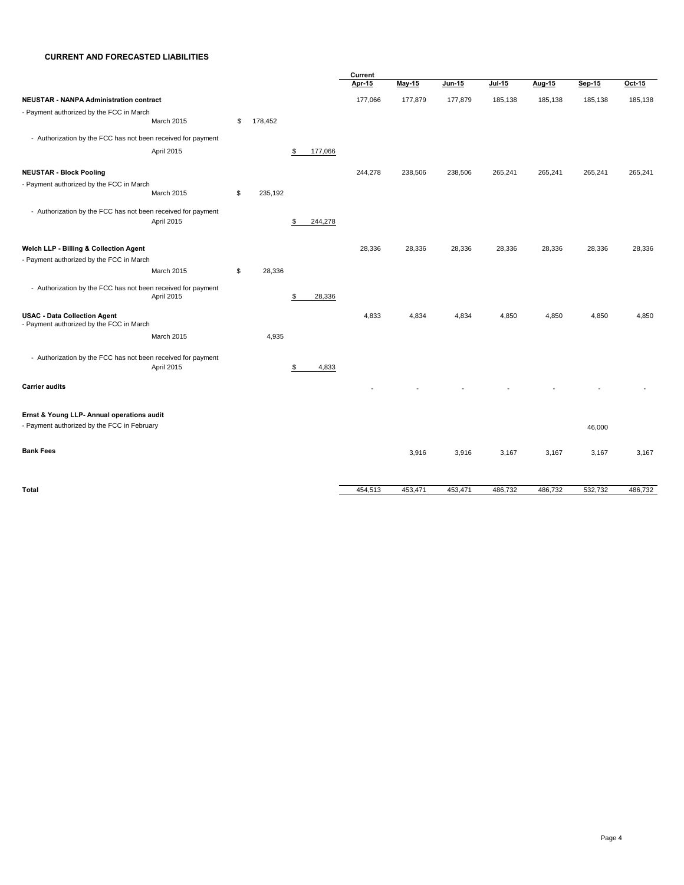## CURRENT AND FORECASTED LIABILITIES

| | | | | Current Apr-15 | May-15 | Jun-15 | Jul-15 | Aug-15 | Sep-15 | Oct-15 |
|---|---|---|---|---|---|---|---|---|---|---|
| **NEUSTAR - NANPA Administration contract** | | | | 177,066 | 177,879 | 177,879 | 185,138 | 185,138 | 185,138 | 185,138 |
| - Payment authorized by the FCC in March | March 2015 | $ 178,452 | | | | | | | | |
| - Authorization by the FCC has not been received for payment | April 2015 | | $ 177,066 | | | | | | | |
| **NEUSTAR - Block Pooling** | | | | 244,278 | 238,506 | 238,506 | 265,241 | 265,241 | 265,241 | 265,241 |
| - Payment authorized by the FCC in March | March 2015 | $ 235,192 | | | | | | | | |
| - Authorization by the FCC has not been received for payment | April 2015 | | $ 244,278 | | | | | | | |
| **Welch LLP - Billing & Collection Agent** | | | | 28,336 | 28,336 | 28,336 | 28,336 | 28,336 | 28,336 | 28,336 |
| - Payment authorized by the FCC in March | March 2015 | $ 28,336 | | | | | | | | |
| - Authorization by the FCC has not been received for payment | April 2015 | | $ 28,336 | | | | | | | |
| **USAC - Data Collection Agent** | | | | 4,833 | 4,834 | 4,834 | 4,850 | 4,850 | 4,850 | 4,850 |
| - Payment authorized by the FCC in March | March 2015 | 4,935 | | | | | | | | |
| - Authorization by the FCC has not been received for payment | April 2015 | | $ 4,833 | | | | | | | |
| **Carrier audits** | | | | - | - | - | - | - | - | - |
| **Ernst & Young LLP- Annual operations audit** | | | | | | | | | | |
| - Payment authorized by the FCC in February | | | | | | | | | 46,000 | |
| **Bank Fees** | | | | | 3,916 | 3,916 | 3,167 | 3,167 | 3,167 | 3,167 |
| **Total** | | | | 454,513 | 453,471 | 453,471 | 486,732 | 486,732 | 532,732 | 486,732 |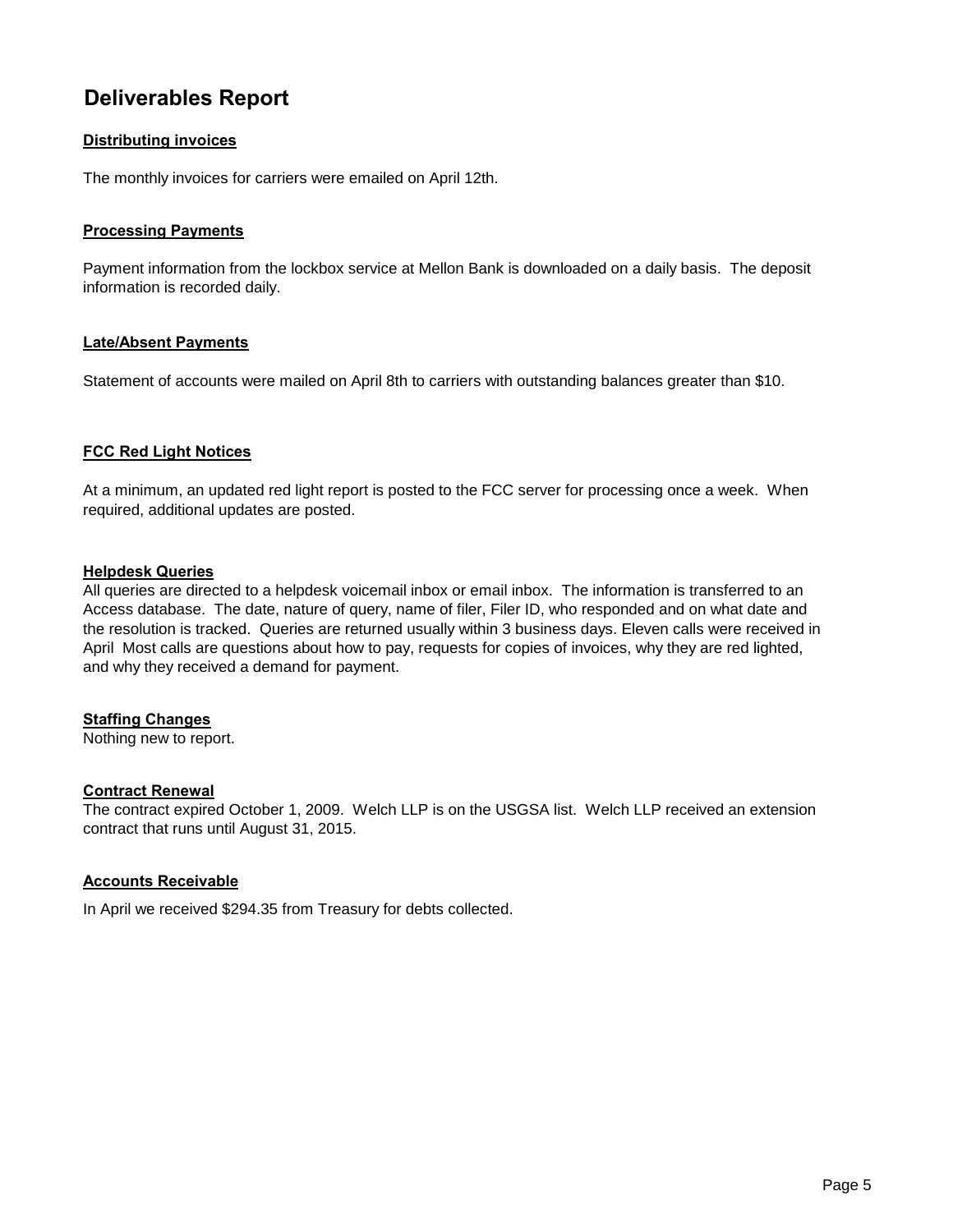# Deliverables Report

**Distributing invoices**

The monthly invoices for carriers were emailed on April 12th.

**Processing Payments**

Payment information from the lockbox service at Mellon Bank is downloaded on a daily basis. The deposit information is recorded daily.

**Late/Absent Payments**

Statement of accounts were mailed on April 8th to carriers with outstanding balances greater than $10.

**FCC Red Light Notices**

At a minimum, an updated red light report is posted to the FCC server for processing once a week. When required, additional updates are posted.

**Helpdesk Queries**

All queries are directed to a helpdesk voicemail inbox or email inbox. The information is transferred to an Access database. The date, nature of query, name of filer, Filer ID, who responded and on what date and the resolution is tracked. Queries are returned usually within 3 business days. Eleven calls were received in April Most calls are questions about how to pay, requests for copies of invoices, why they are red lighted, and why they received a demand for payment.

**Staffing Changes**

Nothing new to report.

**Contract Renewal**

The contract expired October 1, 2009. Welch LLP is on the USGSA list. Welch LLP received an extension contract that runs until August 31, 2015.

**Accounts Receivable**

In April we received $294.35 from Treasury for debts collected.